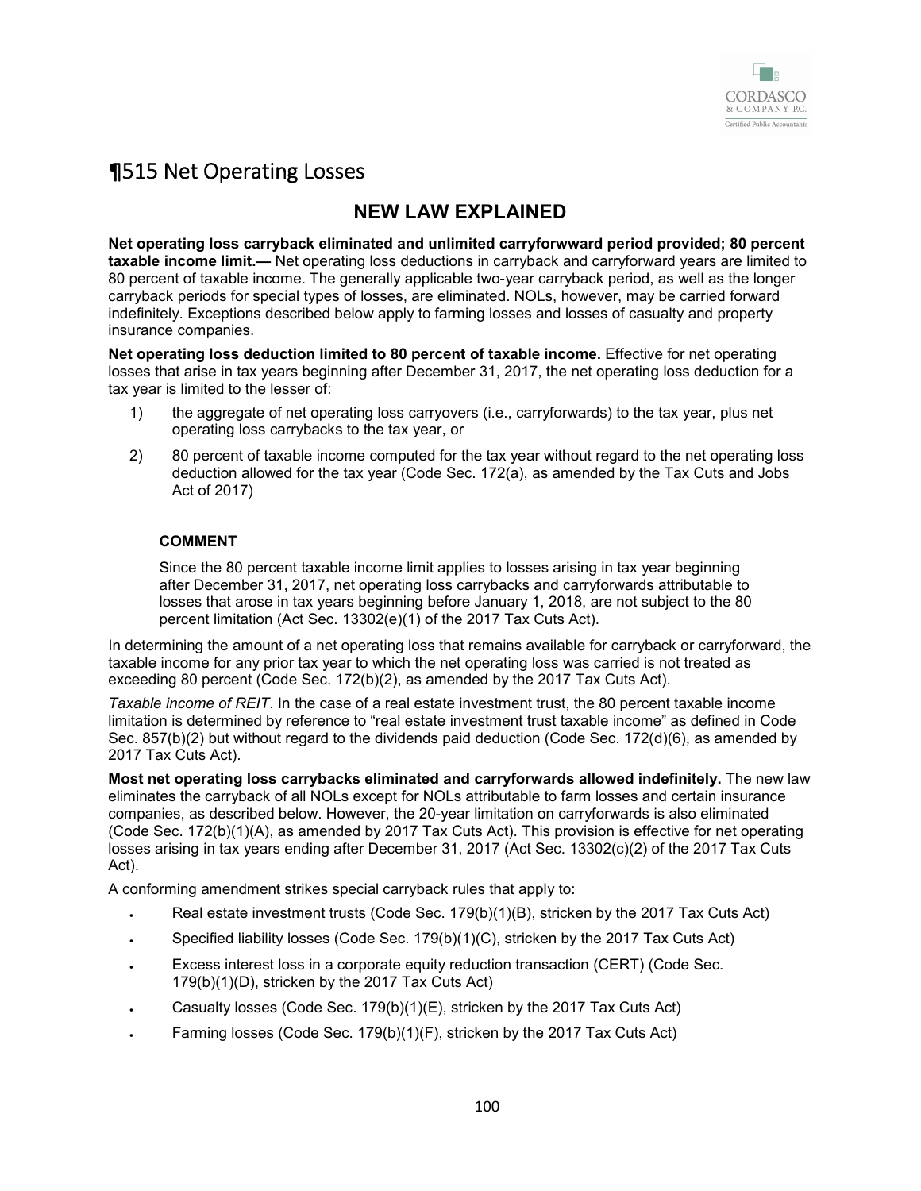# ¶515 Net Operating Losses

## NEW LAW EXPLAINED

**Net operating loss carryback eliminated and unlimited carryforwward period provided; 80 percent taxable income limit.—** Net operating loss deductions in carryback and carryforward years are limited to 80 percent of taxable income. The generally applicable two-year carryback period, as well as the longer carryback periods for special types of losses, are eliminated. NOLs, however, may be carried forward indefinitely. Exceptions described below apply to farming losses and losses of casualty and property insurance companies.

**Net operating loss deduction limited to 80 percent of taxable income.** Effective for net operating losses that arise in tax years beginning after December 31, 2017, the net operating loss deduction for a tax year is limited to the lesser of:

1) the aggregate of net operating loss carryovers (i.e., carryforwards) to the tax year, plus net operating loss carrybacks to the tax year, or
2) 80 percent of taxable income computed for the tax year without regard to the net operating loss deduction allowed for the tax year (Code Sec. 172(a), as amended by the Tax Cuts and Jobs Act of 2017)

> **COMMENT**
>
> Since the 80 percent taxable income limit applies to losses arising in tax year beginning after December 31, 2017, net operating loss carrybacks and carryforwards attributable to losses that arose in tax years beginning before January 1, 2018, are not subject to the 80 percent limitation (Act Sec. 13302(e)(1) of the 2017 Tax Cuts Act).

In determining the amount of a net operating loss that remains available for carryback or carryforward, the taxable income for any prior tax year to which the net operating loss was carried is not treated as exceeding 80 percent (Code Sec. 172(b)(2), as amended by the 2017 Tax Cuts Act).

*Taxable income of REIT*. In the case of a real estate investment trust, the 80 percent taxable income limitation is determined by reference to "real estate investment trust taxable income" as defined in Code Sec. 857(b)(2) but without regard to the dividends paid deduction (Code Sec. 172(d)(6), as amended by 2017 Tax Cuts Act).

**Most net operating loss carrybacks eliminated and carryforwards allowed indefinitely.** The new law eliminates the carryback of all NOLs except for NOLs attributable to farm losses and certain insurance companies, as described below. However, the 20-year limitation on carryforwards is also eliminated (Code Sec. 172(b)(1)(A), as amended by 2017 Tax Cuts Act). This provision is effective for net operating losses arising in tax years ending after December 31, 2017 (Act Sec. 13302(c)(2) of the 2017 Tax Cuts Act).

A conforming amendment strikes special carryback rules that apply to:

- Real estate investment trusts (Code Sec. 179(b)(1)(B), stricken by the 2017 Tax Cuts Act)
- Specified liability losses (Code Sec. 179(b)(1)(C), stricken by the 2017 Tax Cuts Act)
- Excess interest loss in a corporate equity reduction transaction (CERT) (Code Sec. 179(b)(1)(D), stricken by the 2017 Tax Cuts Act)
- Casualty losses (Code Sec. 179(b)(1)(E), stricken by the 2017 Tax Cuts Act)
- Farming losses (Code Sec. 179(b)(1)(F), stricken by the 2017 Tax Cuts Act)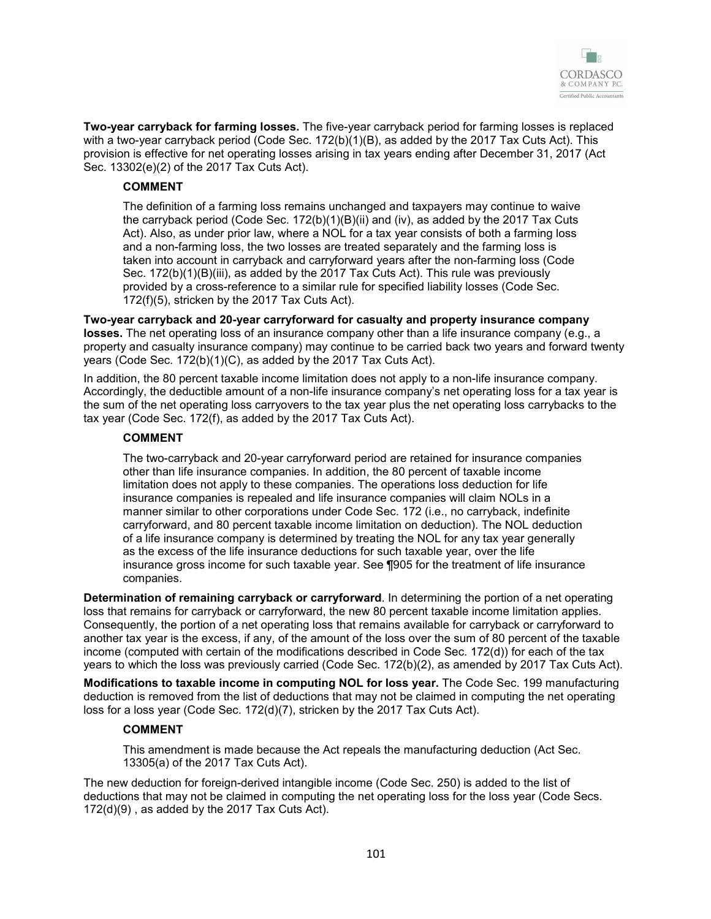**Two-year carryback for farming losses.** The five-year carryback period for farming losses is replaced with a two-year carryback period (Code Sec. 172(b)(1)(B), as added by the 2017 Tax Cuts Act). This provision is effective for net operating losses arising in tax years ending after December 31, 2017 (Act Sec. 13302(e)(2) of the 2017 Tax Cuts Act).

> **COMMENT**
>
> The definition of a farming loss remains unchanged and taxpayers may continue to waive the carryback period (Code Sec. 172(b)(1)(B)(ii) and (iv), as added by the 2017 Tax Cuts Act). Also, as under prior law, where a NOL for a tax year consists of both a farming loss and a non-farming loss, the two losses are treated separately and the farming loss is taken into account in carryback and carryforward years after the non-farming loss (Code Sec. 172(b)(1)(B)(iii), as added by the 2017 Tax Cuts Act). This rule was previously provided by a cross-reference to a similar rule for specified liability losses (Code Sec. 172(f)(5), stricken by the 2017 Tax Cuts Act).

**Two-year carryback and 20-year carryforward for casualty and property insurance company losses.** The net operating loss of an insurance company other than a life insurance company (e.g., a property and casualty insurance company) may continue to be carried back two years and forward twenty years (Code Sec. 172(b)(1)(C), as added by the 2017 Tax Cuts Act).

In addition, the 80 percent taxable income limitation does not apply to a non-life insurance company. Accordingly, the deductible amount of a non-life insurance company's net operating loss for a tax year is the sum of the net operating loss carryovers to the tax year plus the net operating loss carrybacks to the tax year (Code Sec. 172(f), as added by the 2017 Tax Cuts Act).

> **COMMENT**
>
> The two-carryback and 20-year carryforward period are retained for insurance companies other than life insurance companies. In addition, the 80 percent of taxable income limitation does not apply to these companies. The operations loss deduction for life insurance companies is repealed and life insurance companies will claim NOLs in a manner similar to other corporations under Code Sec. 172 (i.e., no carryback, indefinite carryforward, and 80 percent taxable income limitation on deduction). The NOL deduction of a life insurance company is determined by treating the NOL for any tax year generally as the excess of the life insurance deductions for such taxable year, over the life insurance gross income for such taxable year. See ¶905 for the treatment of life insurance companies.

**Determination of remaining carryback or carryforward**. In determining the portion of a net operating loss that remains for carryback or carryforward, the new 80 percent taxable income limitation applies. Consequently, the portion of a net operating loss that remains available for carryback or carryforward to another tax year is the excess, if any, of the amount of the loss over the sum of 80 percent of the taxable income (computed with certain of the modifications described in Code Sec. 172(d)) for each of the tax years to which the loss was previously carried (Code Sec. 172(b)(2), as amended by 2017 Tax Cuts Act).

**Modifications to taxable income in computing NOL for loss year.** The Code Sec. 199 manufacturing deduction is removed from the list of deductions that may not be claimed in computing the net operating loss for a loss year (Code Sec. 172(d)(7), stricken by the 2017 Tax Cuts Act).

> **COMMENT**
>
> This amendment is made because the Act repeals the manufacturing deduction (Act Sec. 13305(a) of the 2017 Tax Cuts Act).

The new deduction for foreign-derived intangible income (Code Sec. 250) is added to the list of deductions that may not be claimed in computing the net operating loss for the loss year (Code Secs. 172(d)(9) , as added by the 2017 Tax Cuts Act).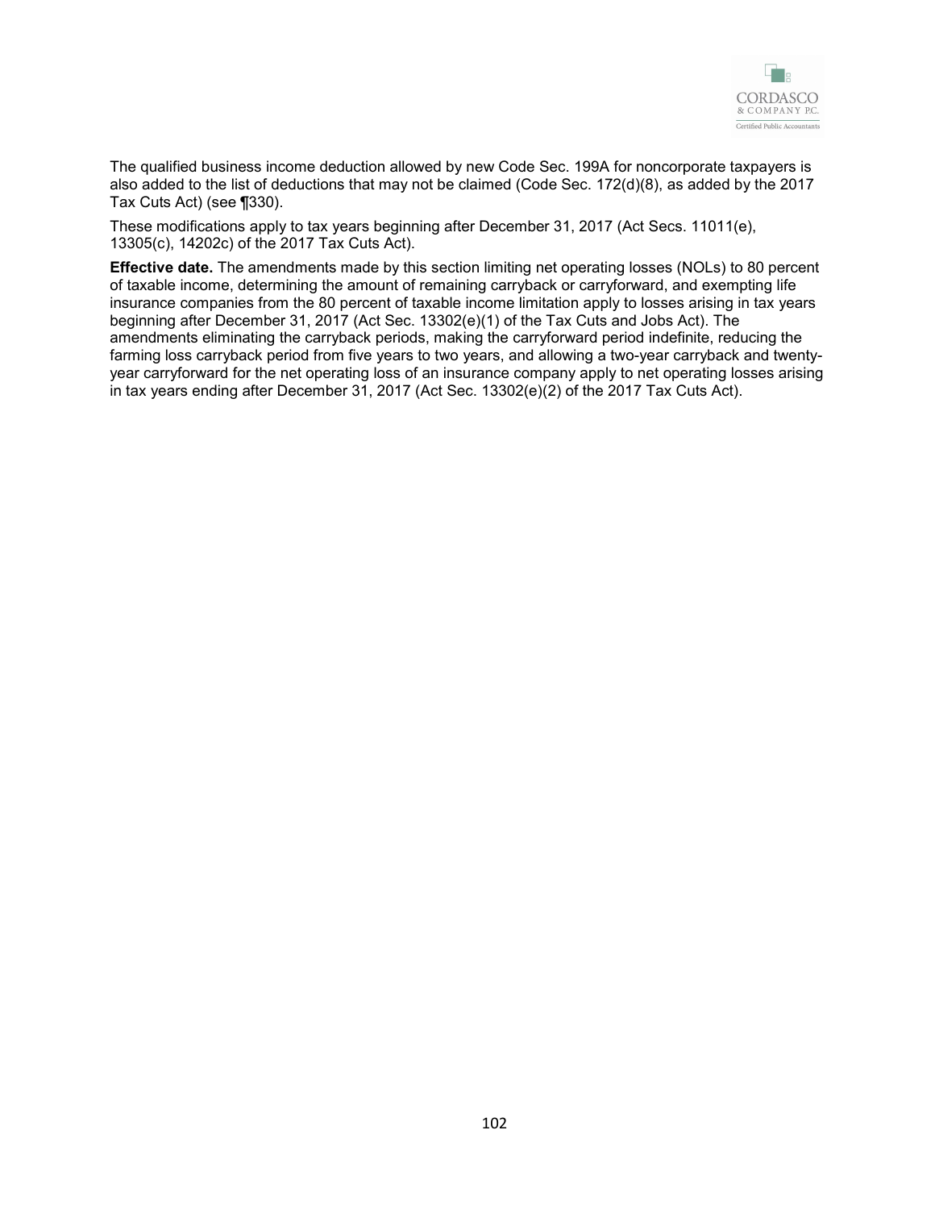The qualified business income deduction allowed by new Code Sec. 199A for noncorporate taxpayers is also added to the list of deductions that may not be claimed (Code Sec. 172(d)(8), as added by the 2017 Tax Cuts Act) (see ¶330).

These modifications apply to tax years beginning after December 31, 2017 (Act Secs. 11011(e), 13305(c), 14202c) of the 2017 Tax Cuts Act).

**Effective date.** The amendments made by this section limiting net operating losses (NOLs) to 80 percent of taxable income, determining the amount of remaining carryback or carryforward, and exempting life insurance companies from the 80 percent of taxable income limitation apply to losses arising in tax years beginning after December 31, 2017 (Act Sec. 13302(e)(1) of the Tax Cuts and Jobs Act). The amendments eliminating the carryback periods, making the carryforward period indefinite, reducing the farming loss carryback period from five years to two years, and allowing a two-year carryback and twenty-year carryforward for the net operating loss of an insurance company apply to net operating losses arising in tax years ending after December 31, 2017 (Act Sec. 13302(e)(2) of the 2017 Tax Cuts Act).